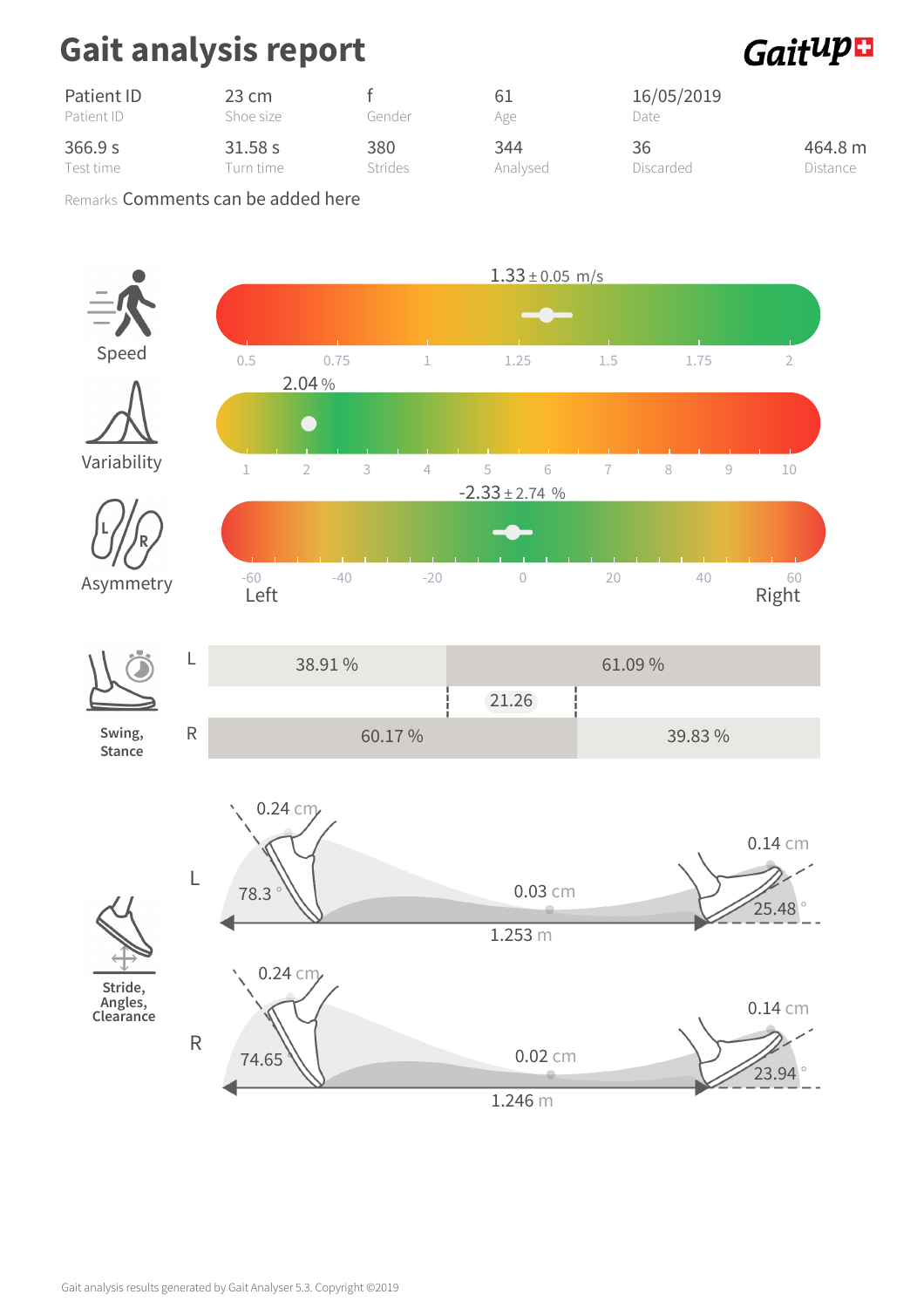# Gait analysis report

GaitUp

| Patient ID | 23 cm | f | 61 | 16/05/2019 | |
|---|---|---|---|---|---|
| Patient ID | Shoe size | Gender | Age | Date | |
| 366.9 s | 31.58 s | 380 | 344 | 36 | 464.8 m |
| Test time | Turn time | Strides | Analysed | Discarded | Distance |

Remarks Comments can be added here

**Speed**

1.33 ± 0.05 m/s

0.5 0.75 1 1.25 1.5 1.75 2

**Variability**

2.04 %

1 2 3 4 5 6 7 8 9 10

**Asymmetry**

-2.33 ± 2.74 %

-60 -40 -20 0 20 40 60

Left Right

**Swing, Stance**

| | | |
|---|---|---|
| L | 38.91 % | 61.09 % |
| | 21.26 | |
| R | 60.17 % | 39.83 % |

**Stride, Angles, Clearance**

L: 0.24 cm, 78.3 °, 0.03 cm, 1.253 m, 0.14 cm, 25.48 °

R: 0.24 cm, 74.65 °, 0.02 cm, 1.246 m, 0.14 cm, 23.94 °

Gait analysis results generated by Gait Analyser 5.3. Copyright ©2019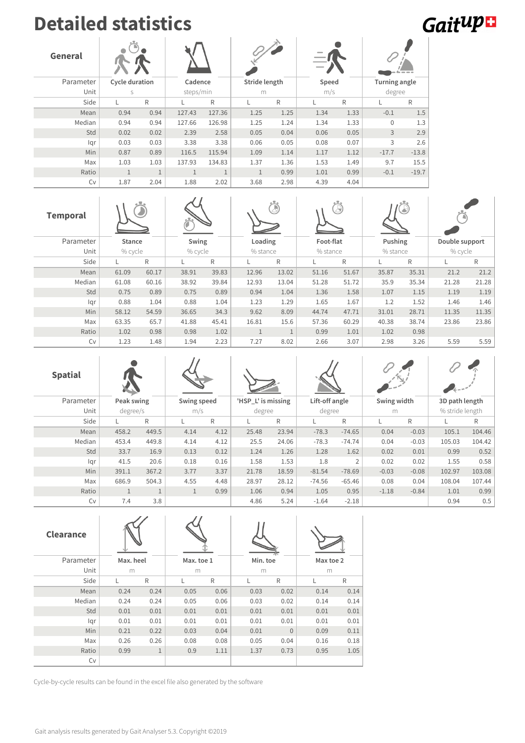# Detailed statistics

GaitUp

## General

| Parameter | Cycle duration | | Cadence | | Stride length | | Speed | | Turning angle | |
|---|---|---|---|---|---|---|---|---|---|---|
| Unit | s | | steps/min | | m | | m/s | | degree | |
| Side | L | R | L | R | L | R | L | R | L | R |
| Mean | 0.94 | 0.94 | 127.43 | 127.36 | 1.25 | 1.25 | 1.34 | 1.33 | -0.1 | 1.5 |
| Median | 0.94 | 0.94 | 127.66 | 126.98 | 1.25 | 1.24 | 1.34 | 1.33 | 0 | 1.3 |
| Std | 0.02 | 0.02 | 2.39 | 2.58 | 0.05 | 0.04 | 0.06 | 0.05 | 3 | 2.9 |
| Iqr | 0.03 | 0.03 | 3.38 | 3.38 | 0.06 | 0.05 | 0.08 | 0.07 | 3 | 2.6 |
| Min | 0.87 | 0.89 | 116.5 | 115.94 | 1.09 | 1.14 | 1.17 | 1.12 | -17.7 | -13.8 |
| Max | 1.03 | 1.03 | 137.93 | 134.83 | 1.37 | 1.36 | 1.53 | 1.49 | 9.7 | 15.5 |
| Ratio | 1 | 1 | 1 | 1 | 1 | 0.99 | 1.01 | 0.99 | -0.1 | -19.7 |
| Cv | 1.87 | 2.04 | 1.88 | 2.02 | 3.68 | 2.98 | 4.39 | 4.04 | | |

## Temporal

| Parameter | Stance | | Swing | | Loading | | Foot-flat | | Pushing | | Double support | |
|---|---|---|---|---|---|---|---|---|---|---|---|---|
| Unit | % cycle | | % cycle | | % stance | | % stance | | % stance | | % cycle | |
| Side | L | R | L | R | L | R | L | R | L | R | L | R |
| Mean | 61.09 | 60.17 | 38.91 | 39.83 | 12.96 | 13.02 | 51.16 | 51.67 | 35.87 | 35.31 | 21.2 | 21.2 |
| Median | 61.08 | 60.16 | 38.92 | 39.84 | 12.93 | 13.04 | 51.28 | 51.72 | 35.9 | 35.34 | 21.28 | 21.28 |
| Std | 0.75 | 0.89 | 0.75 | 0.89 | 0.94 | 1.04 | 1.36 | 1.58 | 1.07 | 1.15 | 1.19 | 1.19 |
| Iqr | 0.88 | 1.04 | 0.88 | 1.04 | 1.23 | 1.29 | 1.65 | 1.67 | 1.2 | 1.52 | 1.46 | 1.46 |
| Min | 58.12 | 54.59 | 36.65 | 34.3 | 9.62 | 8.09 | 44.74 | 47.71 | 31.01 | 28.71 | 11.35 | 11.35 |
| Max | 63.35 | 65.7 | 41.88 | 45.41 | 16.81 | 15.6 | 57.36 | 60.29 | 40.38 | 38.74 | 23.86 | 23.86 |
| Ratio | 1.02 | 0.98 | 0.98 | 1.02 | 1 | 1 | 0.99 | 1.01 | 1.02 | 0.98 | | |
| Cv | 1.23 | 1.48 | 1.94 | 2.23 | 7.27 | 8.02 | 2.66 | 3.07 | 2.98 | 3.26 | 5.59 | 5.59 |

## Spatial

| Parameter | Peak swing | | Swing speed | | 'HSP_L' is missing | | Lift-off angle | | Swing width | | 3D path length | |
|---|---|---|---|---|---|---|---|---|---|---|---|---|
| Unit | degree/s | | m/s | | degree | | degree | | m | | % stride length | |
| Side | L | R | L | R | L | R | L | R | L | R | L | R |
| Mean | 458.2 | 449.5 | 4.14 | 4.12 | 25.48 | 23.94 | -78.3 | -74.65 | 0.04 | -0.03 | 105.1 | 104.46 |
| Median | 453.4 | 449.8 | 4.14 | 4.12 | 25.5 | 24.06 | -78.3 | -74.74 | 0.04 | -0.03 | 105.03 | 104.42 |
| Std | 33.7 | 16.9 | 0.13 | 0.12 | 1.24 | 1.26 | 1.28 | 1.62 | 0.02 | 0.01 | 0.99 | 0.52 |
| Iqr | 41.5 | 20.6 | 0.18 | 0.16 | 1.58 | 1.53 | 1.8 | 2 | 0.02 | 0.02 | 1.55 | 0.58 |
| Min | 391.1 | 367.2 | 3.77 | 3.37 | 21.78 | 18.59 | -81.54 | -78.69 | -0.03 | -0.08 | 102.97 | 103.08 |
| Max | 686.9 | 504.3 | 4.55 | 4.48 | 28.97 | 28.12 | -74.56 | -65.46 | 0.08 | 0.04 | 108.04 | 107.44 |
| Ratio | 1 | 1 | 1 | 0.99 | 1.06 | 0.94 | 1.05 | 0.95 | -1.18 | -0.84 | 1.01 | 0.99 |
| Cv | 7.4 | 3.8 | | | 4.86 | 5.24 | -1.64 | -2.18 | | | 0.94 | 0.5 |

## Clearance

| Parameter | Max. heel | | Max. toe 1 | | Min. toe | | Max toe 2 | |
|---|---|---|---|---|---|---|---|---|
| Unit | m | | m | | m | | m | |
| Side | L | R | L | R | L | R | L | R |
| Mean | 0.24 | 0.24 | 0.05 | 0.06 | 0.03 | 0.02 | 0.14 | 0.14 |
| Median | 0.24 | 0.24 | 0.05 | 0.06 | 0.03 | 0.02 | 0.14 | 0.14 |
| Std | 0.01 | 0.01 | 0.01 | 0.01 | 0.01 | 0.01 | 0.01 | 0.01 |
| Iqr | 0.01 | 0.01 | 0.01 | 0.01 | 0.01 | 0.01 | 0.01 | 0.01 |
| Min | 0.21 | 0.22 | 0.03 | 0.04 | 0.01 | 0 | 0.09 | 0.11 |
| Max | 0.26 | 0.26 | 0.08 | 0.08 | 0.05 | 0.04 | 0.16 | 0.18 |
| Ratio | 0.99 | 1 | 0.9 | 1.11 | 1.37 | 0.73 | 0.95 | 1.05 |
| Cv | | | | | | | | |

Cycle-by-cycle results can be found in the excel file also generated by the software

Gait analysis results generated by Gait Analyser 5.3. Copyright ©2019